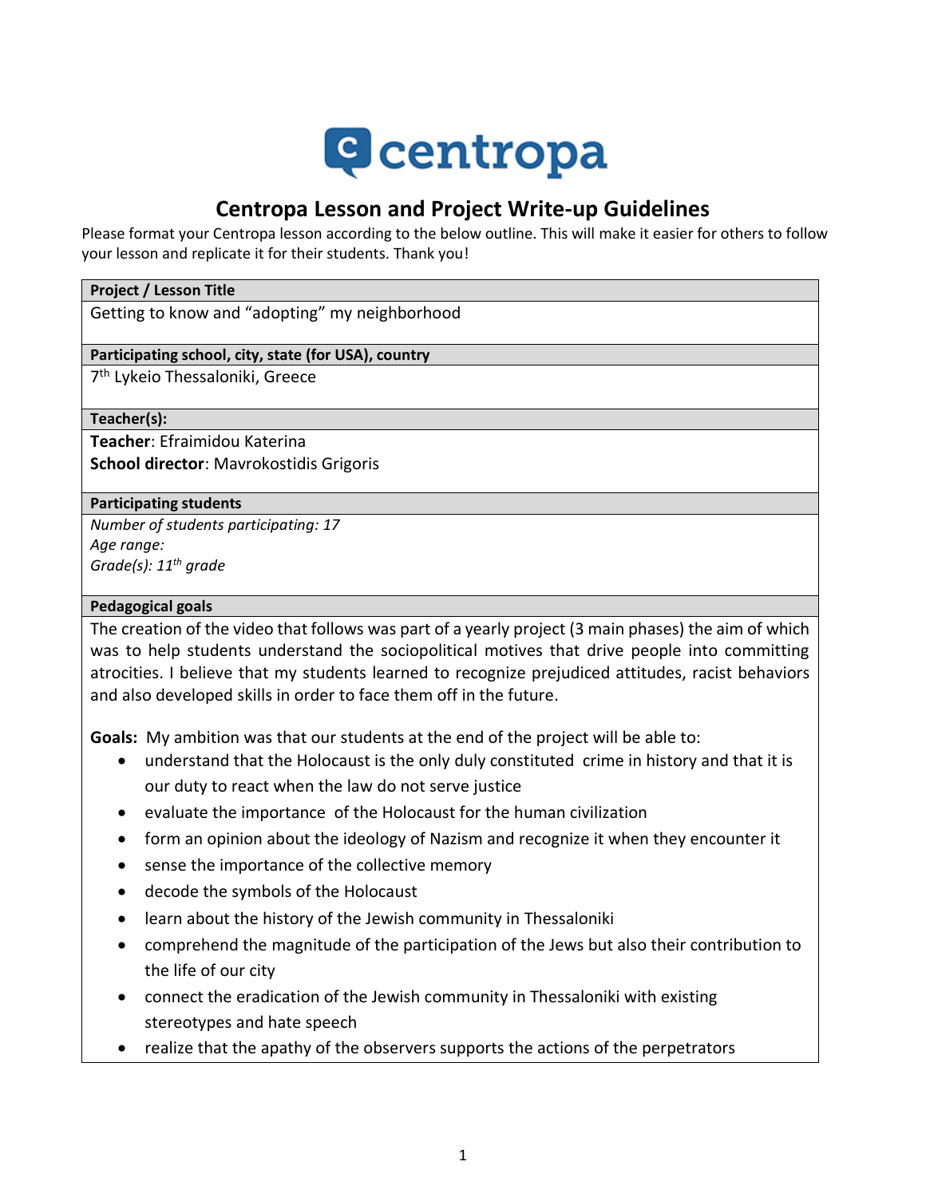centropa

# Centropa Lesson and Project Write-up Guidelines

Please format your Centropa lesson according to the below outline. This will make it easier for others to follow your lesson and replicate it for their students. Thank you!

**Project / Lesson Title**

Getting to know and "adopting" my neighborhood

**Participating school, city, state (for USA), country**

7th Lykeio Thessaloniki, Greece

**Teacher(s):**

**Teacher**: Efraimidou Katerina

**School director**: Mavrokostidis Grigoris

**Participating students**

*Number of students participating: 17*

*Age range:*

*Grade(s): 11th grade*

**Pedagogical goals**

The creation of the video that follows was part of a yearly project (3 main phases) the aim of which was to help students understand the sociopolitical motives that drive people into committing atrocities. I believe that my students learned to recognize prejudiced attitudes, racist behaviors and also developed skills in order to face them off in the future.

**Goals:** My ambition was that our students at the end of the project will be able to:

- understand that the Holocaust is the only duly constituted crime in history and that it is our duty to react when the law do not serve justice
- evaluate the importance of the Holocaust for the human civilization
- form an opinion about the ideology of Nazism and recognize it when they encounter it
- sense the importance of the collective memory
- decode the symbols of the Holocaust
- learn about the history of the Jewish community in Thessaloniki
- comprehend the magnitude of the participation of the Jews but also their contribution to the life of our city
- connect the eradication of the Jewish community in Thessaloniki with existing stereotypes and hate speech
- realize that the apathy of the observers supports the actions of the perpetrators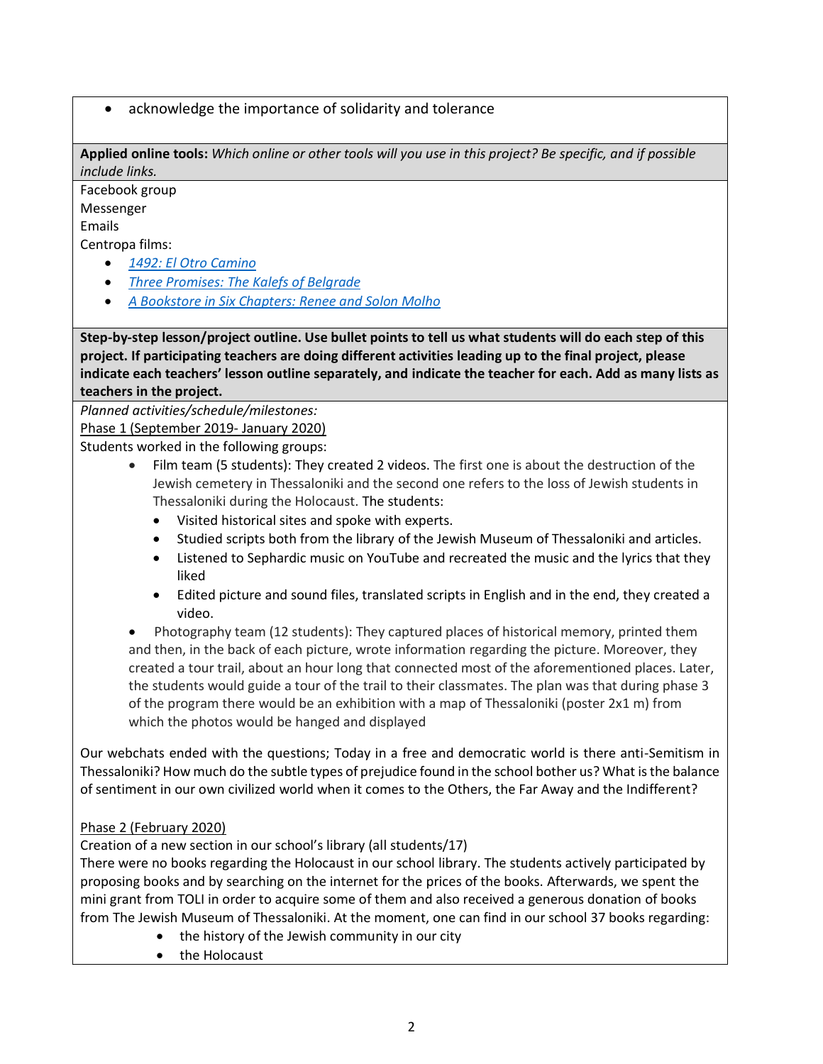- acknowledge the importance of solidarity and tolerance

**Applied online tools:** *Which online or other tools will you use in this project? Be specific, and if possible include links.*

Facebook group
Messenger
Emails
Centropa films:

- *1492: El Otro Camino*
- *Three Promises: The Kalefs of Belgrade*
- *A Bookstore in Six Chapters: Renee and Solon Molho*

**Step-by-step lesson/project outline. Use bullet points to tell us what students will do each step of this project. If participating teachers are doing different activities leading up to the final project, please indicate each teachers' lesson outline separately, and indicate the teacher for each. Add as many lists as teachers in the project.**

*Planned activities/schedule/milestones:*

Phase 1 (September 2019- January 2020)

Students worked in the following groups:

- Film team (5 students): They created 2 videos. The first one is about the destruction of the Jewish cemetery in Thessaloniki and the second one refers to the loss of Jewish students in Thessaloniki during the Holocaust. The students:
  - Visited historical sites and spoke with experts.
  - Studied scripts both from the library of the Jewish Museum of Thessaloniki and articles.
  - Listened to Sephardic music on YouTube and recreated the music and the lyrics that they liked
  - Edited picture and sound files, translated scripts in English and in the end, they created a video.
- Photography team (12 students): They captured places of historical memory, printed them and then, in the back of each picture, wrote information regarding the picture. Moreover, they created a tour trail, about an hour long that connected most of the aforementioned places. Later, the students would guide a tour of the trail to their classmates. The plan was that during phase 3 of the program there would be an exhibition with a map of Thessaloniki (poster 2x1 m) from which the photos would be hanged and displayed

Our webchats ended with the questions; Today in a free and democratic world is there anti-Semitism in Thessaloniki? How much do the subtle types of prejudice found in the school bother us? What is the balance of sentiment in our own civilized world when it comes to the Others, the Far Away and the Indifferent?

Phase 2 (February 2020)

Creation of a new section in our school's library (all students/17)

There were no books regarding the Holocaust in our school library. The students actively participated by proposing books and by searching on the internet for the prices of the books. Afterwards, we spent the mini grant from TOLI in order to acquire some of them and also received a generous donation of books from The Jewish Museum of Thessaloniki. At the moment, one can find in our school 37 books regarding:

- the history of the Jewish community in our city
- the Holocaust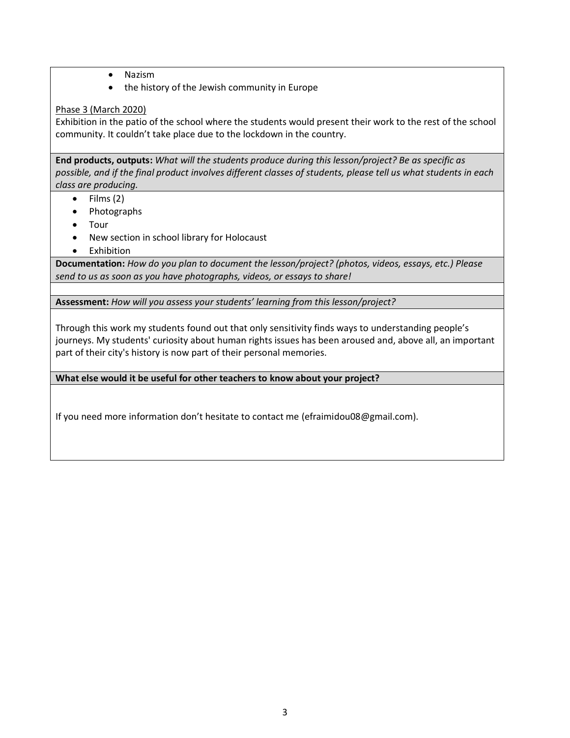- Nazism
- the history of the Jewish community in Europe

Phase 3 (March 2020)

Exhibition in the patio of the school where the students would present their work to the rest of the school community. It couldn't take place due to the lockdown in the country.

**End products, outputs:** *What will the students produce during this lesson/project? Be as specific as possible, and if the final product involves different classes of students, please tell us what students in each class are producing.*

- Films (2)
- Photographs
- Tour
- New section in school library for Holocaust
- Exhibition

**Documentation:** *How do you plan to document the lesson/project? (photos, videos, essays, etc.) Please send to us as soon as you have photographs, videos, or essays to share!*

**Assessment:** *How will you assess your students' learning from this lesson/project?*

Through this work my students found out that only sensitivity finds ways to understanding people's journeys. My students' curiosity about human rights issues has been aroused and, above all, an important part of their city's history is now part of their personal memories.

**What else would it be useful for other teachers to know about your project?**

If you need more information don't hesitate to contact me (efraimidou08@gmail.com).